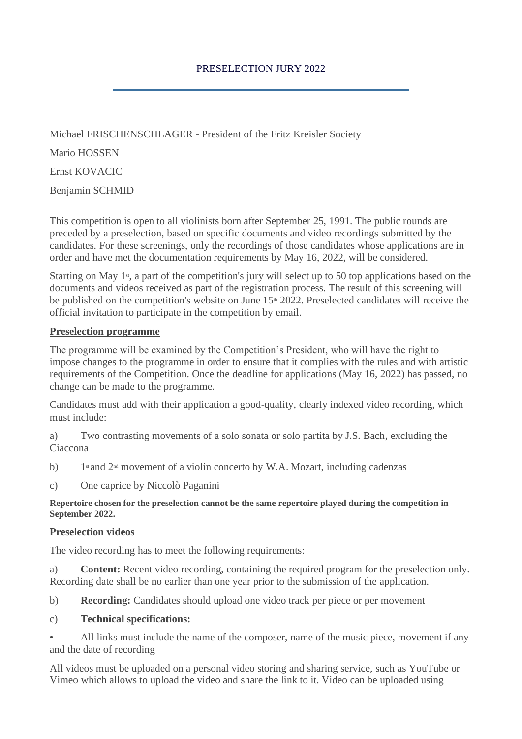# PRESELECTION JURY 2022

Michael FRISCHENSCHLAGER - President of the Fritz Kreisler Society

Mario HOSSEN

Ernst KOVACIC

Benjamin SCHMID

This competition is open to all violinists born after September 25, 1991. The public rounds are preceded by a preselection, based on specific documents and video recordings submitted by the candidates. For these screenings, only the recordings of those candidates whose applications are in order and have met the documentation requirements by May 16, 2022, will be considered.

Starting on May 1st, a part of the competition's jury will select up to 50 top applications based on the documents and videos received as part of the registration process. The result of this screening will be published on the competition's website on June 15th 2022. Preselected candidates will receive the official invitation to participate in the competition by email.

## Preselection programme

The programme will be examined by the Competition's President, who will have the right to impose changes to the programme in order to ensure that it complies with the rules and with artistic requirements of the Competition. Once the deadline for applications (May 16, 2022) has passed, no change can be made to the programme.

Candidates must add with their application a good-quality, clearly indexed video recording, which must include:

a) Two contrasting movements of a solo sonata or solo partita by J.S. Bach, excluding the Ciaccona

b) 1st and 2nd movement of a violin concerto by W.A. Mozart, including cadenzas

c) One caprice by Niccolò Paganini

**Repertoire chosen for the preselection cannot be the same repertoire played during the competition in September 2022.**

## Preselection videos

The video recording has to meet the following requirements:

a) **Content:** Recent video recording, containing the required program for the preselection only. Recording date shall be no earlier than one year prior to the submission of the application.

b) **Recording:** Candidates should upload one video track per piece or per movement

c) **Technical specifications:**

- All links must include the name of the composer, name of the music piece, movement if any and the date of recording

All videos must be uploaded on a personal video storing and sharing service, such as YouTube or Vimeo which allows to upload the video and share the link to it. Video can be uploaded using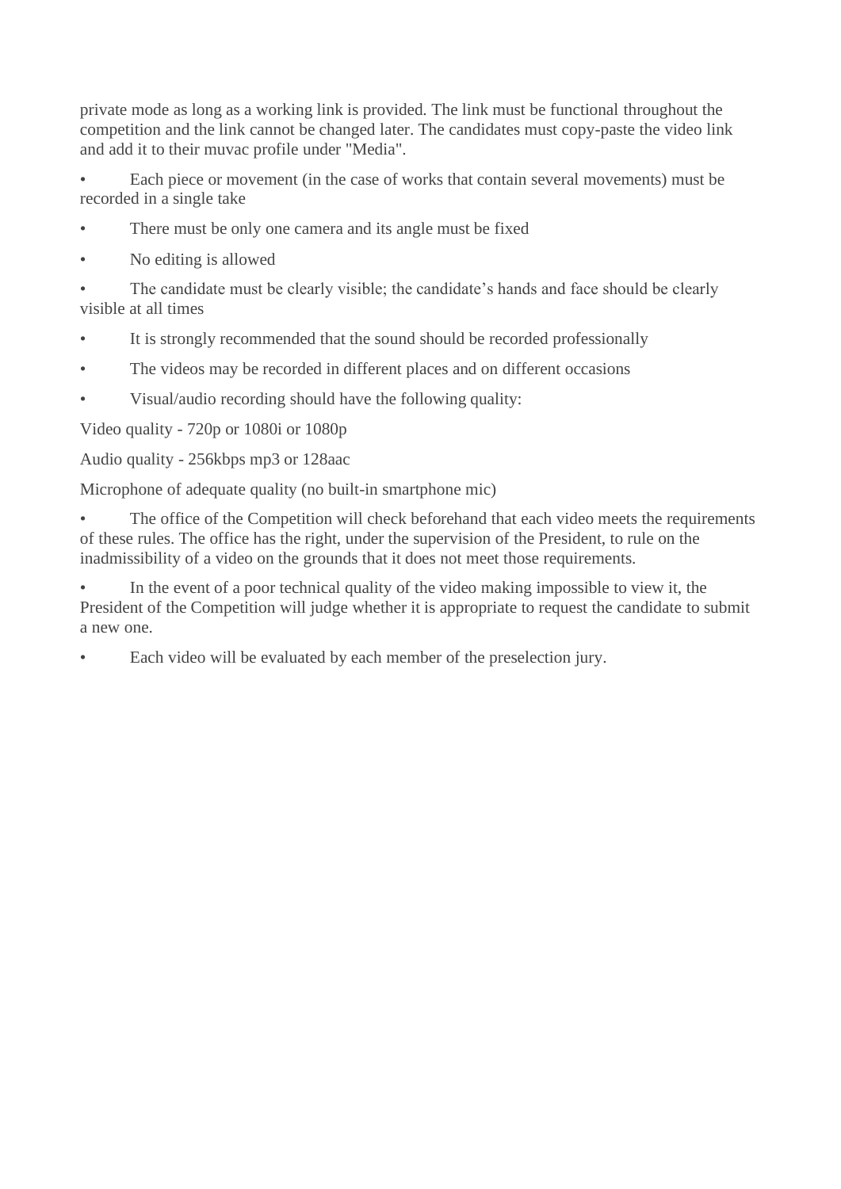private mode as long as a working link is provided. The link must be functional throughout the competition and the link cannot be changed later. The candidates must copy-paste the video link and add it to their muvac profile under "Media".

- Each piece or movement (in the case of works that contain several movements) must be recorded in a single take
- There must be only one camera and its angle must be fixed
- No editing is allowed
- The candidate must be clearly visible; the candidate's hands and face should be clearly visible at all times
- It is strongly recommended that the sound should be recorded professionally
- The videos may be recorded in different places and on different occasions
- Visual/audio recording should have the following quality:

Video quality - 720p or 1080i or 1080p

Audio quality - 256kbps mp3 or 128aac

Microphone of adequate quality (no built-in smartphone mic)

- The office of the Competition will check beforehand that each video meets the requirements of these rules. The office has the right, under the supervision of the President, to rule on the inadmissibility of a video on the grounds that it does not meet those requirements.
- In the event of a poor technical quality of the video making impossible to view it, the President of the Competition will judge whether it is appropriate to request the candidate to submit a new one.
- Each video will be evaluated by each member of the preselection jury.